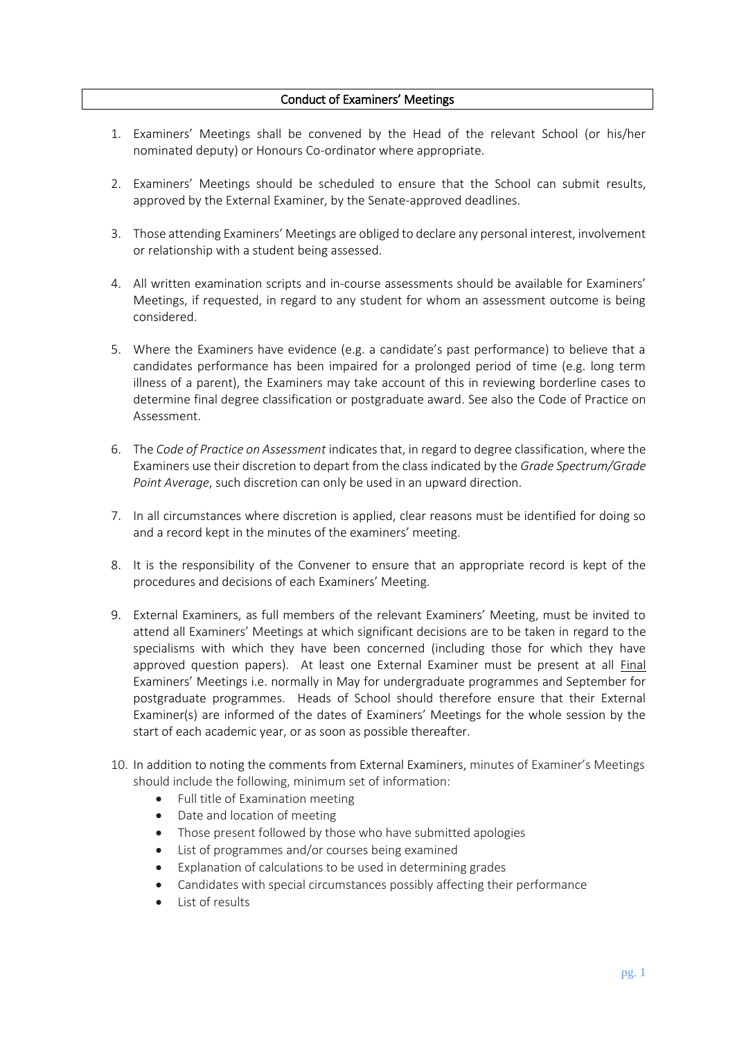## Conduct of Examiners' Meetings

1. Examiners' Meetings shall be convened by the Head of the relevant School (or his/her nominated deputy) or Honours Co-ordinator where appropriate.

2. Examiners' Meetings should be scheduled to ensure that the School can submit results, approved by the External Examiner, by the Senate-approved deadlines.

3. Those attending Examiners' Meetings are obliged to declare any personal interest, involvement or relationship with a student being assessed.

4. All written examination scripts and in-course assessments should be available for Examiners' Meetings, if requested, in regard to any student for whom an assessment outcome is being considered.

5. Where the Examiners have evidence (e.g. a candidate's past performance) to believe that a candidates performance has been impaired for a prolonged period of time (e.g. long term illness of a parent), the Examiners may take account of this in reviewing borderline cases to determine final degree classification or postgraduate award. See also the Code of Practice on Assessment.

6. The *Code of Practice on Assessment* indicates that, in regard to degree classification, where the Examiners use their discretion to depart from the class indicated by the *Grade Spectrum/Grade Point Average*, such discretion can only be used in an upward direction.

7. In all circumstances where discretion is applied, clear reasons must be identified for doing so and a record kept in the minutes of the examiners' meeting.

8. It is the responsibility of the Convener to ensure that an appropriate record is kept of the procedures and decisions of each Examiners' Meeting.

9. External Examiners, as full members of the relevant Examiners' Meeting, must be invited to attend all Examiners' Meetings at which significant decisions are to be taken in regard to the specialisms with which they have been concerned (including those for which they have approved question papers). At least one External Examiner must be present at all <u>Final</u> Examiners' Meetings i.e. normally in May for undergraduate programmes and September for postgraduate programmes. Heads of School should therefore ensure that their External Examiner(s) are informed of the dates of Examiners' Meetings for the whole session by the start of each academic year, or as soon as possible thereafter.

10. In addition to noting the comments from External Examiners, minutes of Examiner's Meetings should include the following, minimum set of information:
    - Full title of Examination meeting
    - Date and location of meeting
    - Those present followed by those who have submitted apologies
    - List of programmes and/or courses being examined
    - Explanation of calculations to be used in determining grades
    - Candidates with special circumstances possibly affecting their performance
    - List of results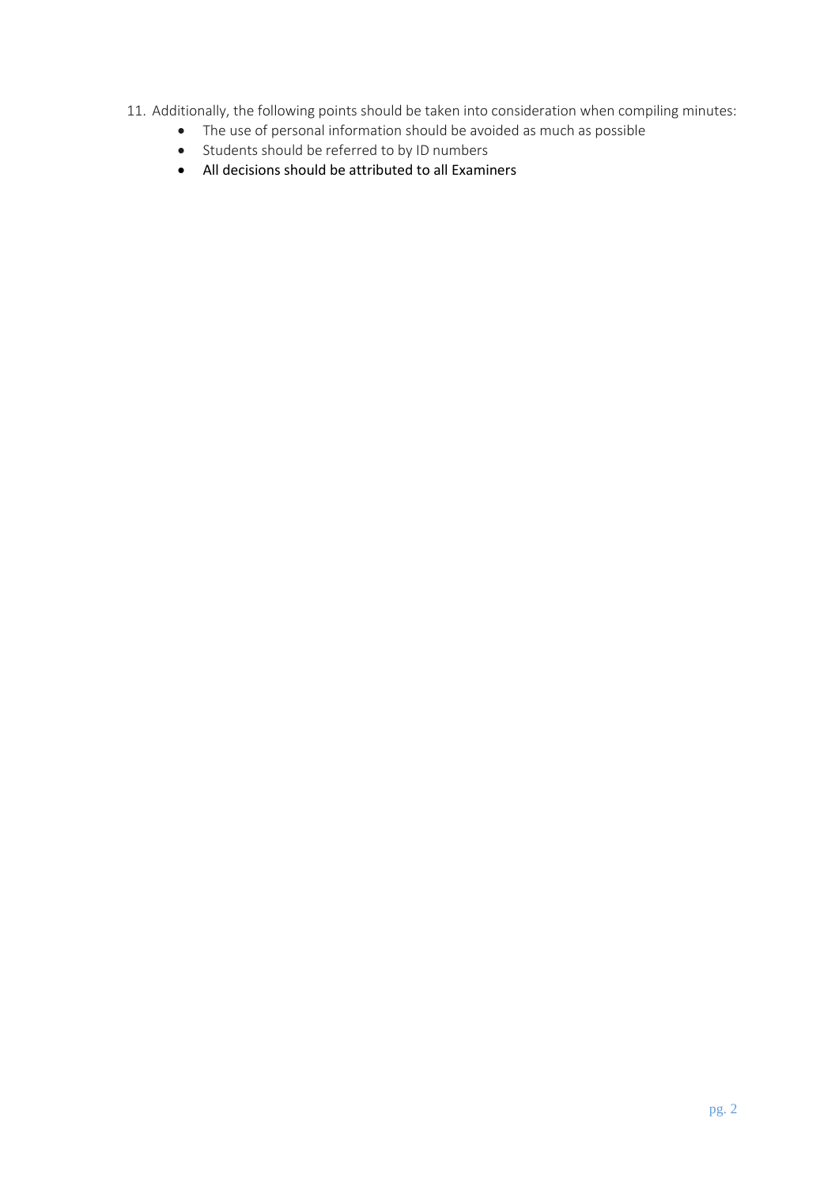11. Additionally, the following points should be taken into consideration when compiling minutes:
    - The use of personal information should be avoided as much as possible
    - Students should be referred to by ID numbers
    - All decisions should be attributed to all Examiners